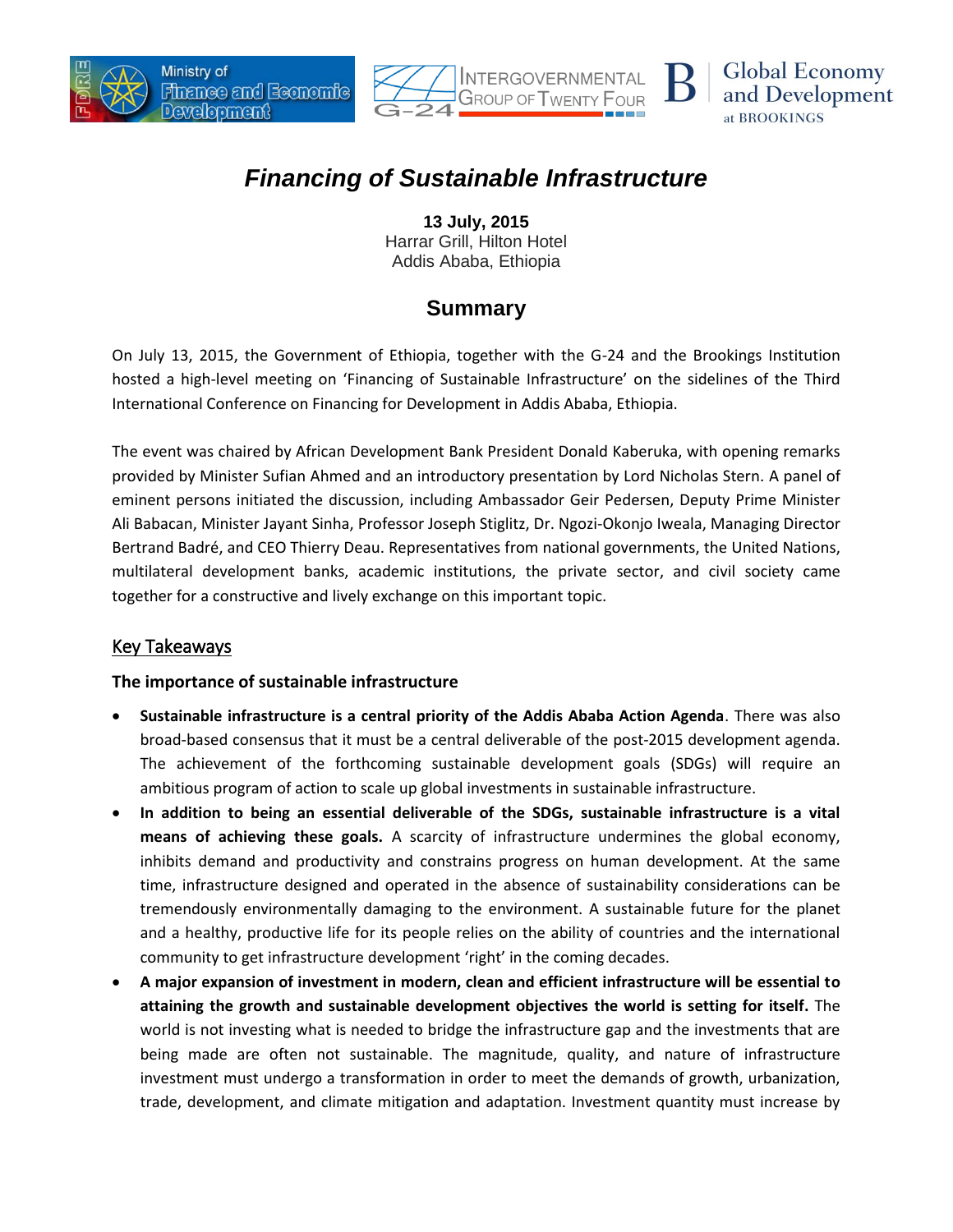# *Financing of Sustainable Infrastructure*

**13 July, 2015**
Harrar Grill, Hilton Hotel
Addis Ababa, Ethiopia

## Summary

On July 13, 2015, the Government of Ethiopia, together with the G-24 and the Brookings Institution hosted a high-level meeting on 'Financing of Sustainable Infrastructure' on the sidelines of the Third International Conference on Financing for Development in Addis Ababa, Ethiopia.

The event was chaired by African Development Bank President Donald Kaberuka, with opening remarks provided by Minister Sufian Ahmed and an introductory presentation by Lord Nicholas Stern. A panel of eminent persons initiated the discussion, including Ambassador Geir Pedersen, Deputy Prime Minister Ali Babacan, Minister Jayant Sinha, Professor Joseph Stiglitz, Dr. Ngozi-Okonjo Iweala, Managing Director Bertrand Badré, and CEO Thierry Deau. Representatives from national governments, the United Nations, multilateral development banks, academic institutions, the private sector, and civil society came together for a constructive and lively exchange on this important topic.

### Key Takeaways

**The importance of sustainable infrastructure**

- **Sustainable infrastructure is a central priority of the Addis Ababa Action Agenda**. There was also broad-based consensus that it must be a central deliverable of the post-2015 development agenda. The achievement of the forthcoming sustainable development goals (SDGs) will require an ambitious program of action to scale up global investments in sustainable infrastructure.
- **In addition to being an essential deliverable of the SDGs, sustainable infrastructure is a vital means of achieving these goals.** A scarcity of infrastructure undermines the global economy, inhibits demand and productivity and constrains progress on human development. At the same time, infrastructure designed and operated in the absence of sustainability considerations can be tremendously environmentally damaging to the environment. A sustainable future for the planet and a healthy, productive life for its people relies on the ability of countries and the international community to get infrastructure development 'right' in the coming decades.
- **A major expansion of investment in modern, clean and efficient infrastructure will be essential to attaining the growth and sustainable development objectives the world is setting for itself.** The world is not investing what is needed to bridge the infrastructure gap and the investments that are being made are often not sustainable. The magnitude, quality, and nature of infrastructure investment must undergo a transformation in order to meet the demands of growth, urbanization, trade, development, and climate mitigation and adaptation. Investment quantity must increase by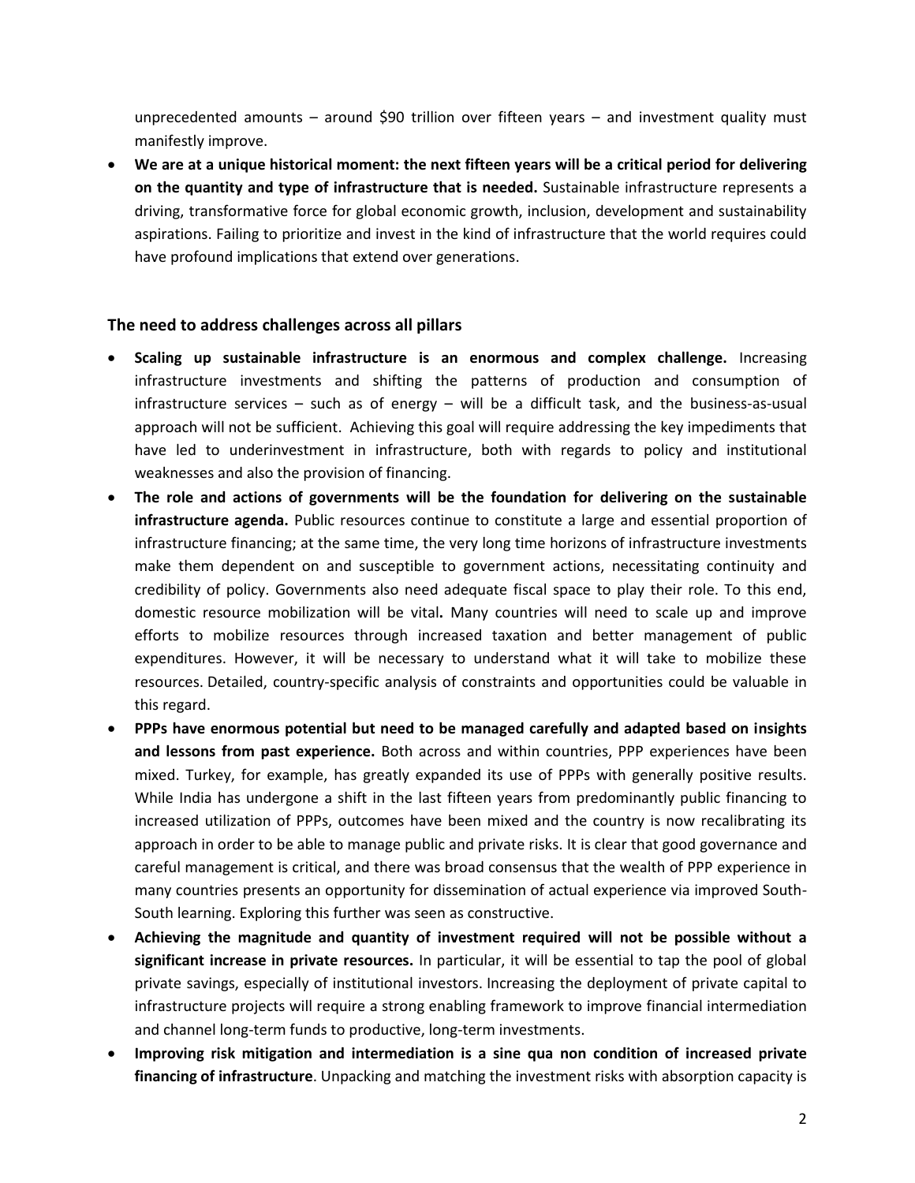unprecedented amounts – around $90 trillion over fifteen years – and investment quality must manifestly improve.

- **We are at a unique historical moment: the next fifteen years will be a critical period for delivering on the quantity and type of infrastructure that is needed.** Sustainable infrastructure represents a driving, transformative force for global economic growth, inclusion, development and sustainability aspirations. Failing to prioritize and invest in the kind of infrastructure that the world requires could have profound implications that extend over generations.

## The need to address challenges across all pillars

- **Scaling up sustainable infrastructure is an enormous and complex challenge.** Increasing infrastructure investments and shifting the patterns of production and consumption of infrastructure services – such as of energy – will be a difficult task, and the business-as-usual approach will not be sufficient. Achieving this goal will require addressing the key impediments that have led to underinvestment in infrastructure, both with regards to policy and institutional weaknesses and also the provision of financing.
- **The role and actions of governments will be the foundation for delivering on the sustainable infrastructure agenda.** Public resources continue to constitute a large and essential proportion of infrastructure financing; at the same time, the very long time horizons of infrastructure investments make them dependent on and susceptible to government actions, necessitating continuity and credibility of policy. Governments also need adequate fiscal space to play their role. To this end, domestic resource mobilization will be vital**.** Many countries will need to scale up and improve efforts to mobilize resources through increased taxation and better management of public expenditures. However, it will be necessary to understand what it will take to mobilize these resources. Detailed, country-specific analysis of constraints and opportunities could be valuable in this regard.
- **PPPs have enormous potential but need to be managed carefully and adapted based on insights and lessons from past experience.** Both across and within countries, PPP experiences have been mixed. Turkey, for example, has greatly expanded its use of PPPs with generally positive results. While India has undergone a shift in the last fifteen years from predominantly public financing to increased utilization of PPPs, outcomes have been mixed and the country is now recalibrating its approach in order to be able to manage public and private risks. It is clear that good governance and careful management is critical, and there was broad consensus that the wealth of PPP experience in many countries presents an opportunity for dissemination of actual experience via improved South-South learning. Exploring this further was seen as constructive.
- **Achieving the magnitude and quantity of investment required will not be possible without a significant increase in private resources.** In particular, it will be essential to tap the pool of global private savings, especially of institutional investors. Increasing the deployment of private capital to infrastructure projects will require a strong enabling framework to improve financial intermediation and channel long-term funds to productive, long-term investments.
- **Improving risk mitigation and intermediation is a sine qua non condition of increased private financing of infrastructure**. Unpacking and matching the investment risks with absorption capacity is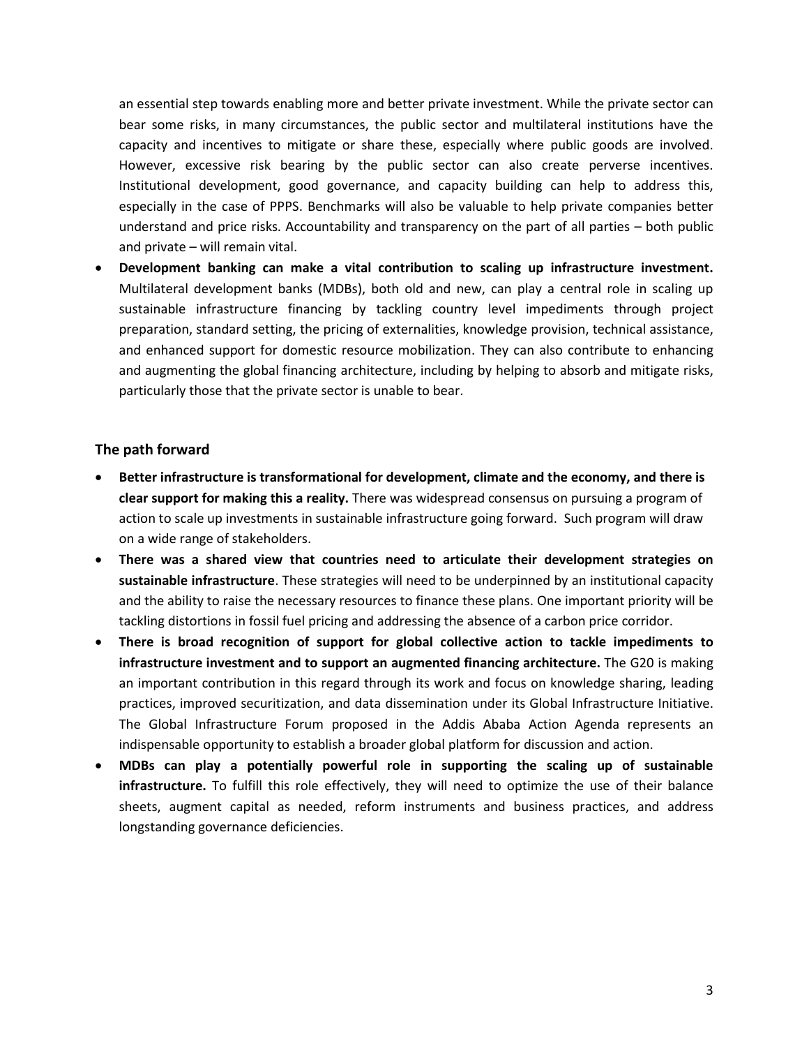an essential step towards enabling more and better private investment. While the private sector can bear some risks, in many circumstances, the public sector and multilateral institutions have the capacity and incentives to mitigate or share these, especially where public goods are involved. However, excessive risk bearing by the public sector can also create perverse incentives. Institutional development, good governance, and capacity building can help to address this, especially in the case of PPPS. Benchmarks will also be valuable to help private companies better understand and price risks. Accountability and transparency on the part of all parties – both public and private – will remain vital.

- **Development banking can make a vital contribution to scaling up infrastructure investment.** Multilateral development banks (MDBs), both old and new, can play a central role in scaling up sustainable infrastructure financing by tackling country level impediments through project preparation, standard setting, the pricing of externalities, knowledge provision, technical assistance, and enhanced support for domestic resource mobilization. They can also contribute to enhancing and augmenting the global financing architecture, including by helping to absorb and mitigate risks, particularly those that the private sector is unable to bear.

## The path forward

- **Better infrastructure is transformational for development, climate and the economy, and there is clear support for making this a reality.** There was widespread consensus on pursuing a program of action to scale up investments in sustainable infrastructure going forward. Such program will draw on a wide range of stakeholders.
- **There was a shared view that countries need to articulate their development strategies on sustainable infrastructure**. These strategies will need to be underpinned by an institutional capacity and the ability to raise the necessary resources to finance these plans. One important priority will be tackling distortions in fossil fuel pricing and addressing the absence of a carbon price corridor.
- **There is broad recognition of support for global collective action to tackle impediments to infrastructure investment and to support an augmented financing architecture.** The G20 is making an important contribution in this regard through its work and focus on knowledge sharing, leading practices, improved securitization, and data dissemination under its Global Infrastructure Initiative. The Global Infrastructure Forum proposed in the Addis Ababa Action Agenda represents an indispensable opportunity to establish a broader global platform for discussion and action.
- **MDBs can play a potentially powerful role in supporting the scaling up of sustainable infrastructure.** To fulfill this role effectively, they will need to optimize the use of their balance sheets, augment capital as needed, reform instruments and business practices, and address longstanding governance deficiencies.